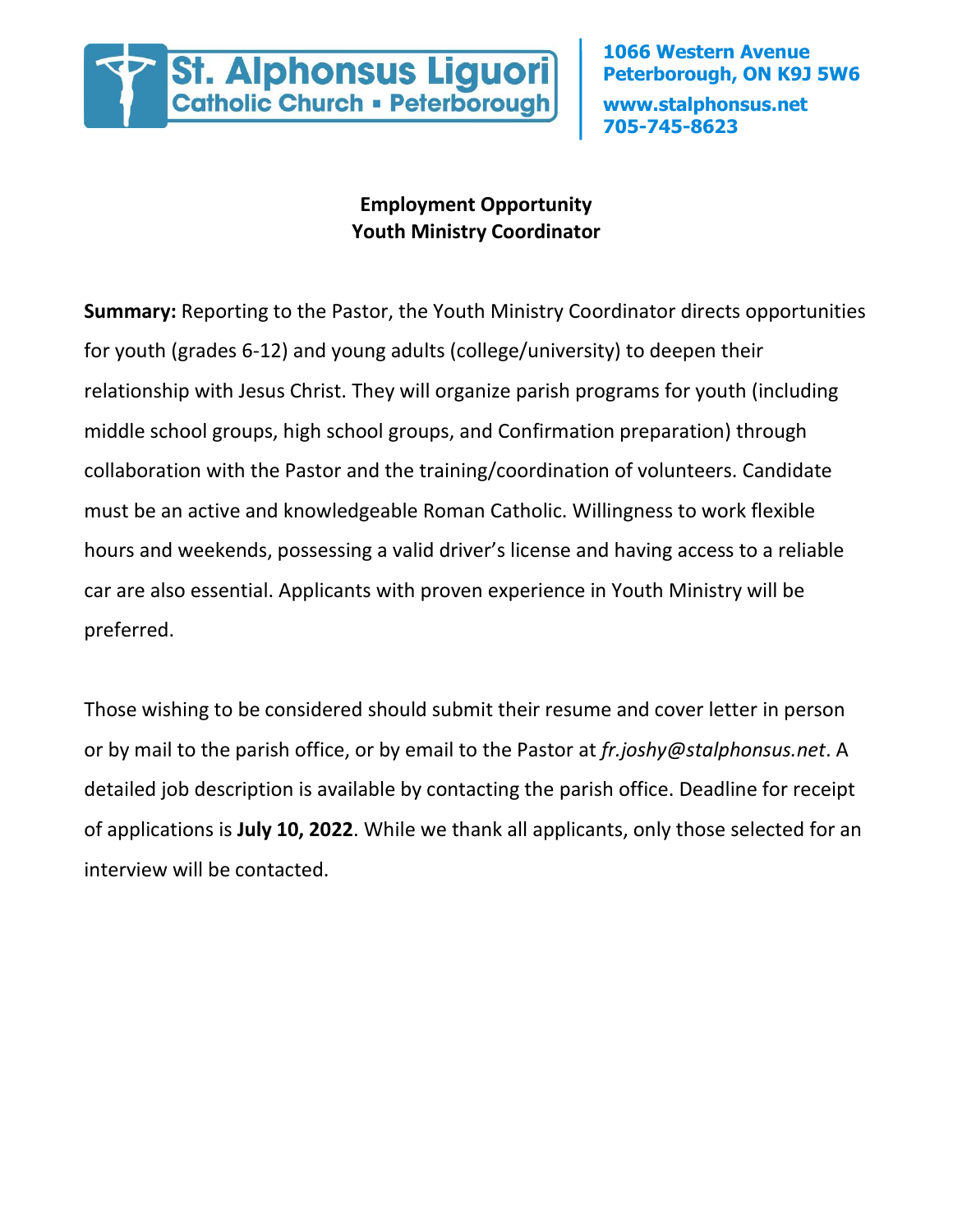**St. Alphonsus Liguori**
**Catholic Church ▪ Peterborough**

**1066 Western Avenue**
**Peterborough, ON K9J 5W6**
**www.stalphonsus.net**
**705-745-8623**

## Employment Opportunity
## Youth Ministry Coordinator

**Summary:** Reporting to the Pastor, the Youth Ministry Coordinator directs opportunities for youth (grades 6-12) and young adults (college/university) to deepen their relationship with Jesus Christ. They will organize parish programs for youth (including middle school groups, high school groups, and Confirmation preparation) through collaboration with the Pastor and the training/coordination of volunteers. Candidate must be an active and knowledgeable Roman Catholic. Willingness to work flexible hours and weekends, possessing a valid driver's license and having access to a reliable car are also essential. Applicants with proven experience in Youth Ministry will be preferred.

Those wishing to be considered should submit their resume and cover letter in person or by mail to the parish office, or by email to the Pastor at *fr.joshy@stalphonsus.net*. A detailed job description is available by contacting the parish office. Deadline for receipt of applications is **July 10, 2022**. While we thank all applicants, only those selected for an interview will be contacted.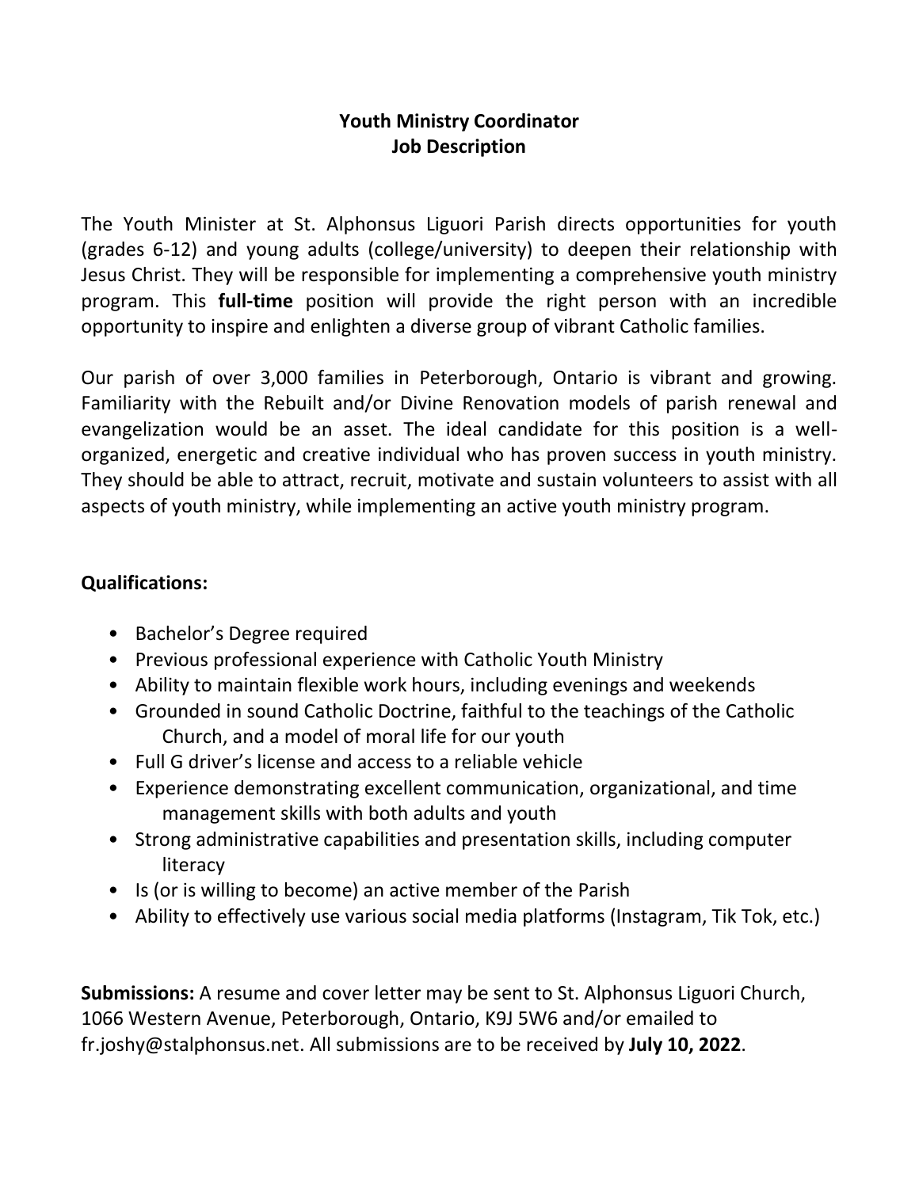# Youth Ministry Coordinator
## Job Description

The Youth Minister at St. Alphonsus Liguori Parish directs opportunities for youth (grades 6-12) and young adults (college/university) to deepen their relationship with Jesus Christ. They will be responsible for implementing a comprehensive youth ministry program. This **full-time** position will provide the right person with an incredible opportunity to inspire and enlighten a diverse group of vibrant Catholic families.

Our parish of over 3,000 families in Peterborough, Ontario is vibrant and growing. Familiarity with the Rebuilt and/or Divine Renovation models of parish renewal and evangelization would be an asset. The ideal candidate for this position is a well-organized, energetic and creative individual who has proven success in youth ministry. They should be able to attract, recruit, motivate and sustain volunteers to assist with all aspects of youth ministry, while implementing an active youth ministry program.

### Qualifications:

- Bachelor's Degree required
- Previous professional experience with Catholic Youth Ministry
- Ability to maintain flexible work hours, including evenings and weekends
- Grounded in sound Catholic Doctrine, faithful to the teachings of the Catholic Church, and a model of moral life for our youth
- Full G driver's license and access to a reliable vehicle
- Experience demonstrating excellent communication, organizational, and time management skills with both adults and youth
- Strong administrative capabilities and presentation skills, including computer literacy
- Is (or is willing to become) an active member of the Parish
- Ability to effectively use various social media platforms (Instagram, Tik Tok, etc.)

**Submissions:** A resume and cover letter may be sent to St. Alphonsus Liguori Church, 1066 Western Avenue, Peterborough, Ontario, K9J 5W6 and/or emailed to fr.joshy@stalphonsus.net. All submissions are to be received by **July 10, 2022**.